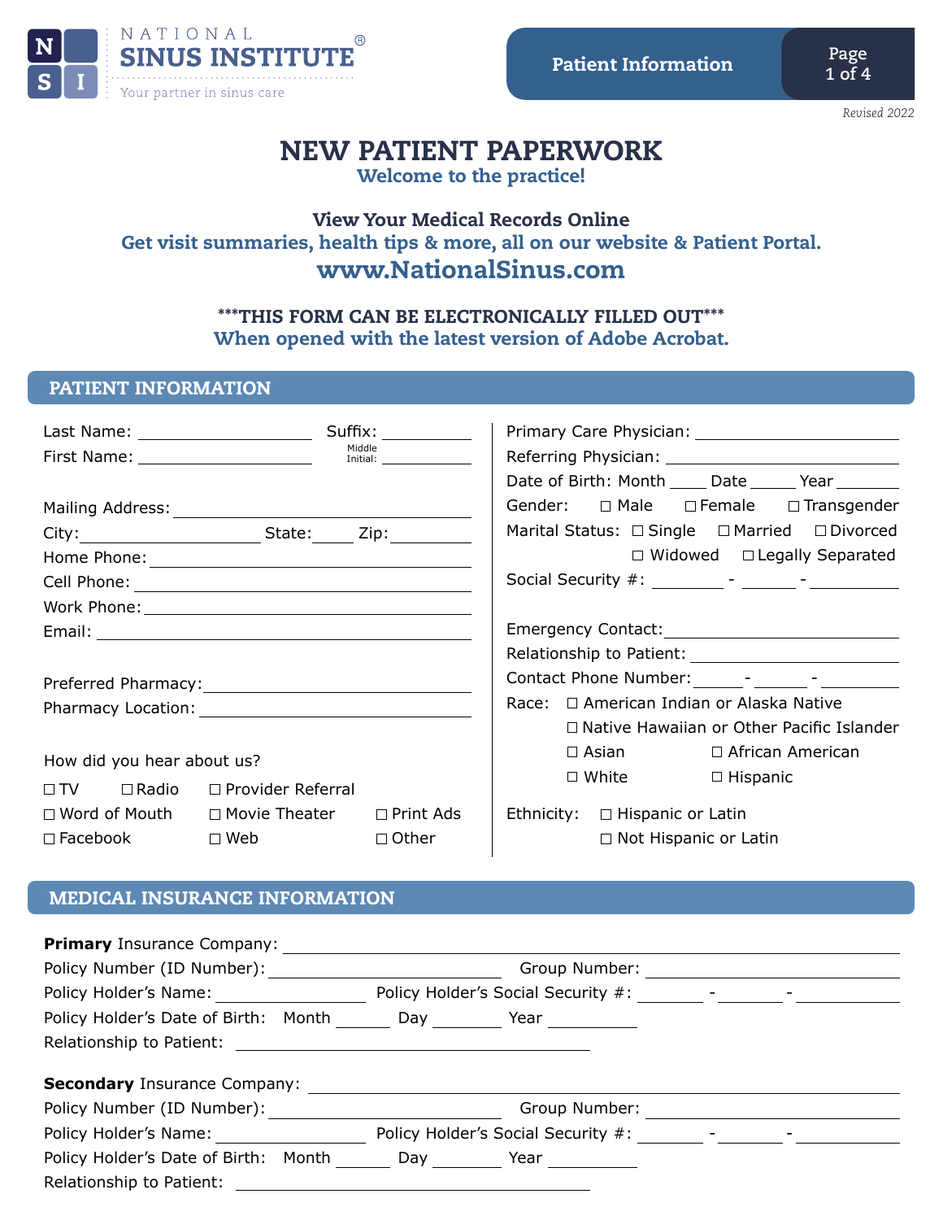NATIONAL SINUS INSTITUTE®
Your partner in sinus care

**Patient Information**

*Revised 2022*

# NEW PATIENT PAPERWORK

**Welcome to the practice!**

**View Your Medical Records Online**
**Get visit summaries, health tips & more, all on our website & Patient Portal.**
**www.NationalSinus.com**

**\*\*\*THIS FORM CAN BE ELECTRONICALLY FILLED OUT\*\*\***
**When opened with the latest version of Adobe Acrobat.**

## PATIENT INFORMATION

Last Name: ____________________ Suffix: __________
First Name: ____________________ Middle Initial: __________

Mailing Address: ______________________________
City: ____________________ State: _____ Zip: __________
Home Phone: ______________________________
Cell Phone: ______________________________
Work Phone: ______________________________
Email: ______________________________

Preferred Pharmacy: ______________________________
Pharmacy Location: ______________________________

How did you hear about us?

☐ TV ☐ Radio ☐ Provider Referral
☐ Word of Mouth ☐ Movie Theater ☐ Print Ads
☐ Facebook ☐ Web ☐ Other

Primary Care Physician: ______________________________
Referring Physician: ______________________________
Date of Birth: Month ____ Date _____ Year _______
Gender: ☐ Male ☐ Female ☐ Transgender
Marital Status: ☐ Single ☐ Married ☐ Divorced ☐ Widowed ☐ Legally Separated
Social Security #: ________ - ______ - __________

Emergency Contact: ______________________________
Relationship to Patient: ______________________________
Contact Phone Number: ______ - ______ - _________
Race: ☐ American Indian or Alaska Native
☐ Native Hawaiian or Other Pacific Islander
☐ Asian ☐ African American
☐ White ☐ Hispanic

Ethnicity: ☐ Hispanic or Latin
☐ Not Hispanic or Latin

## MEDICAL INSURANCE INFORMATION

**Primary** Insurance Company: ______________________________
Policy Number (ID Number): ______________________________ Group Number: ______________________________
Policy Holder's Name: ____________________ Policy Holder's Social Security #: ________ - ________ - __________
Policy Holder's Date of Birth: Month ______ Day ________ Year __________
Relationship to Patient: ______________________________

**Secondary** Insurance Company: ______________________________
Policy Number (ID Number): ______________________________ Group Number: ______________________________
Policy Holder's Name: ____________________ Policy Holder's Social Security #: ________ - ________ - __________
Policy Holder's Date of Birth: Month ______ Day ________ Year __________
Relationship to Patient: ______________________________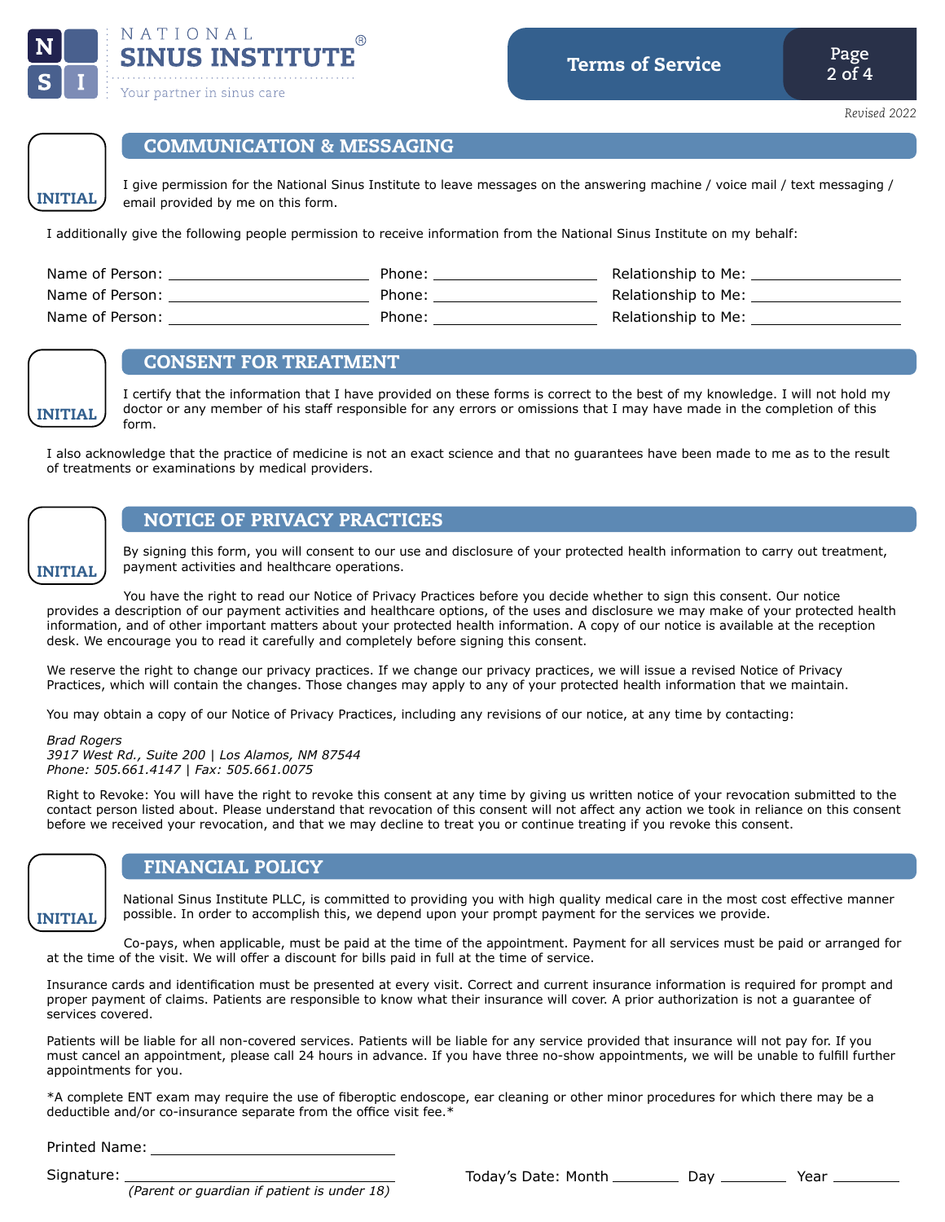NATIONAL
SINUS INSTITUTE®
Your partner in sinus care

**Terms of Service**

*Revised 2022*

## COMMUNICATION & MESSAGING

INITIAL

I give permission for the National Sinus Institute to leave messages on the answering machine / voice mail / text messaging / email provided by me on this form.

I additionally give the following people permission to receive information from the National Sinus Institute on my behalf:

Name of Person: ______________________ Phone: __________________ Relationship to Me: ________________

Name of Person: ______________________ Phone: __________________ Relationship to Me: ________________

Name of Person: ______________________ Phone: __________________ Relationship to Me: ________________

## CONSENT FOR TREATMENT

INITIAL

I certify that the information that I have provided on these forms is correct to the best of my knowledge. I will not hold my doctor or any member of his staff responsible for any errors or omissions that I may have made in the completion of this form.

I also acknowledge that the practice of medicine is not an exact science and that no guarantees have been made to me as to the result of treatments or examinations by medical providers.

## NOTICE OF PRIVACY PRACTICES

INITIAL

By signing this form, you will consent to our use and disclosure of your protected health information to carry out treatment, payment activities and healthcare operations.

You have the right to read our Notice of Privacy Practices before you decide whether to sign this consent. Our notice provides a description of our payment activities and healthcare options, of the uses and disclosure we may make of your protected health information, and of other important matters about your protected health information. A copy of our notice is available at the reception desk. We encourage you to read it carefully and completely before signing this consent.

We reserve the right to change our privacy practices. If we change our privacy practices, we will issue a revised Notice of Privacy Practices, which will contain the changes. Those changes may apply to any of your protected health information that we maintain.

You may obtain a copy of our Notice of Privacy Practices, including any revisions of our notice, at any time by contacting:

*Brad Rogers*
*3917 West Rd., Suite 200 | Los Alamos, NM 87544*
*Phone: 505.661.4147 | Fax: 505.661.0075*

Right to Revoke: You will have the right to revoke this consent at any time by giving us written notice of your revocation submitted to the contact person listed about. Please understand that revocation of this consent will not affect any action we took in reliance on this consent before we received your revocation, and that we may decline to treat you or continue treating if you revoke this consent.

## FINANCIAL POLICY

INITIAL

National Sinus Institute PLLC, is committed to providing you with high quality medical care in the most cost effective manner possible. In order to accomplish this, we depend upon your prompt payment for the services we provide.

Co-pays, when applicable, must be paid at the time of the appointment. Payment for all services must be paid or arranged for at the time of the visit. We will offer a discount for bills paid in full at the time of service.

Insurance cards and identification must be presented at every visit. Correct and current insurance information is required for prompt and proper payment of claims. Patients are responsible to know what their insurance will cover. A prior authorization is not a guarantee of services covered.

Patients will be liable for all non-covered services. Patients will be liable for any service provided that insurance will not pay for. If you must cancel an appointment, please call 24 hours in advance. If you have three no-show appointments, we will be unable to fulfill further appointments for you.

*A complete ENT exam may require the use of fiberoptic endoscope, ear cleaning or other minor procedures for which there may be a deductible and/or co-insurance separate from the office visit fee.*

Printed Name: ______________________________

Signature: ______________________________
*(Parent or guardian if patient is under 18)*

Today's Date: Month ________ Day ________ Year ________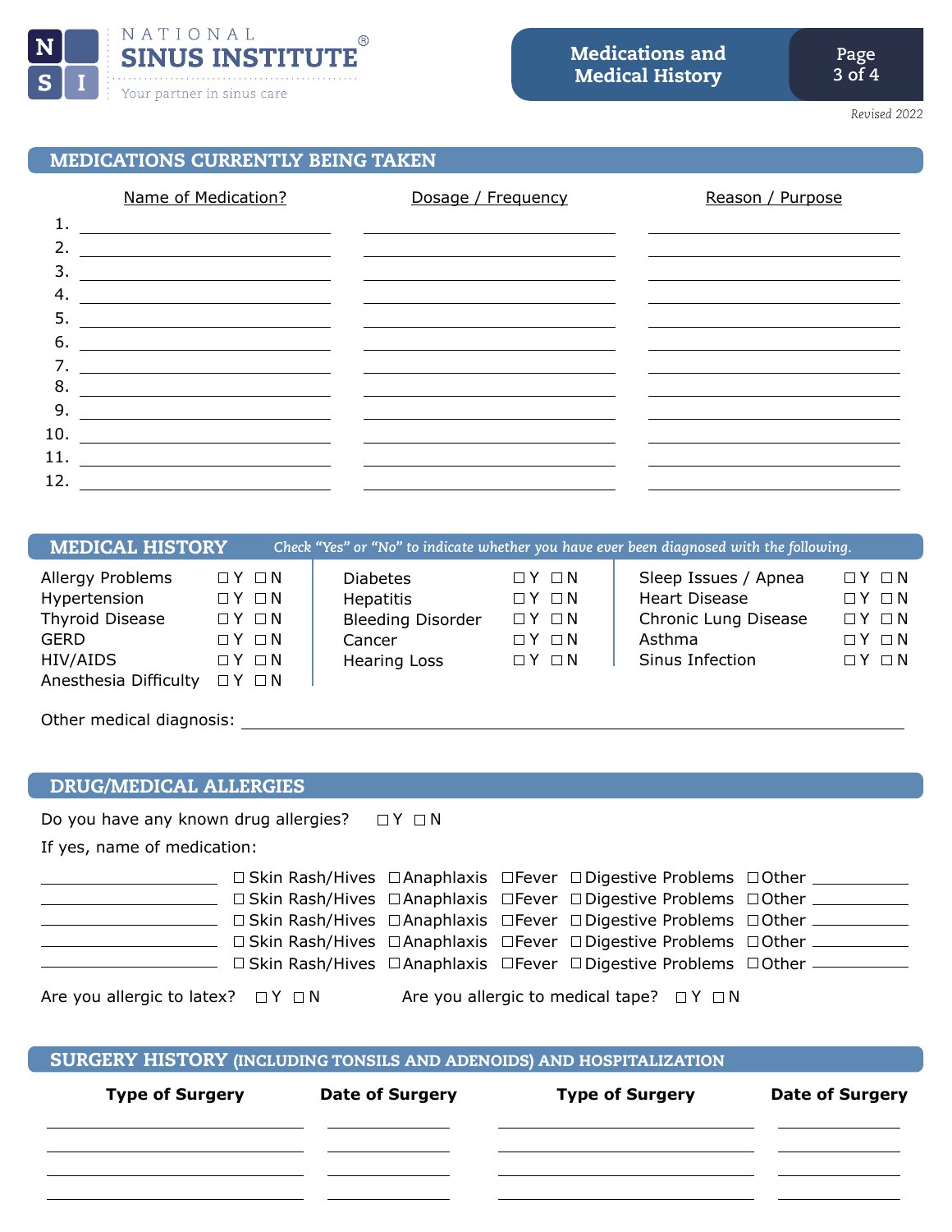**NATIONAL SINUS INSTITUTE®**
Your partner in sinus care

**Medications and Medical History**

*Revised 2022*

## MEDICATIONS CURRENTLY BEING TAKEN

| | Name of Medication? | Dosage / Frequency | Reason / Purpose |
|---|---|---|---|
| 1. | | | |
| 2. | | | |
| 3. | | | |
| 4. | | | |
| 5. | | | |
| 6. | | | |
| 7. | | | |
| 8. | | | |
| 9. | | | |
| 10. | | | |
| 11. | | | |
| 12. | | | |

## MEDICAL HISTORY

*Check "Yes" or "No" to indicate whether you have ever been diagnosed with the following.*

| Condition | | Condition | | Condition | |
|---|---|---|---|---|---|
| Allergy Problems | ☐ Y ☐ N | Diabetes | ☐ Y ☐ N | Sleep Issues / Apnea | ☐ Y ☐ N |
| Hypertension | ☐ Y ☐ N | Hepatitis | ☐ Y ☐ N | Heart Disease | ☐ Y ☐ N |
| Thyroid Disease | ☐ Y ☐ N | Bleeding Disorder | ☐ Y ☐ N | Chronic Lung Disease | ☐ Y ☐ N |
| GERD | ☐ Y ☐ N | Cancer | ☐ Y ☐ N | Asthma | ☐ Y ☐ N |
| HIV/AIDS | ☐ Y ☐ N | Hearing Loss | ☐ Y ☐ N | Sinus Infection | ☐ Y ☐ N |
| Anesthesia Difficulty | ☐ Y ☐ N | | | | |

Other medical diagnosis: ____________________

## DRUG/MEDICAL ALLERGIES

Do you have any known drug allergies? ☐ Y ☐ N

If yes, name of medication:

____________ ☐ Skin Rash/Hives ☐ Anaphlaxis ☐ Fever ☐ Digestive Problems ☐ Other ________
____________ ☐ Skin Rash/Hives ☐ Anaphlaxis ☐ Fever ☐ Digestive Problems ☐ Other ________
____________ ☐ Skin Rash/Hives ☐ Anaphlaxis ☐ Fever ☐ Digestive Problems ☐ Other ________
____________ ☐ Skin Rash/Hives ☐ Anaphlaxis ☐ Fever ☐ Digestive Problems ☐ Other ________
____________ ☐ Skin Rash/Hives ☐ Anaphlaxis ☐ Fever ☐ Digestive Problems ☐ Other ________

Are you allergic to latex? ☐ Y ☐ N

Are you allergic to medical tape? ☐ Y ☐ N

## SURGERY HISTORY (INCLUDING TONSILS AND ADENOIDS) AND HOSPITALIZATION

| Type of Surgery | Date of Surgery | Type of Surgery | Date of Surgery |
|---|---|---|---|
| | | | |
| | | | |
| | | | |
| | | | |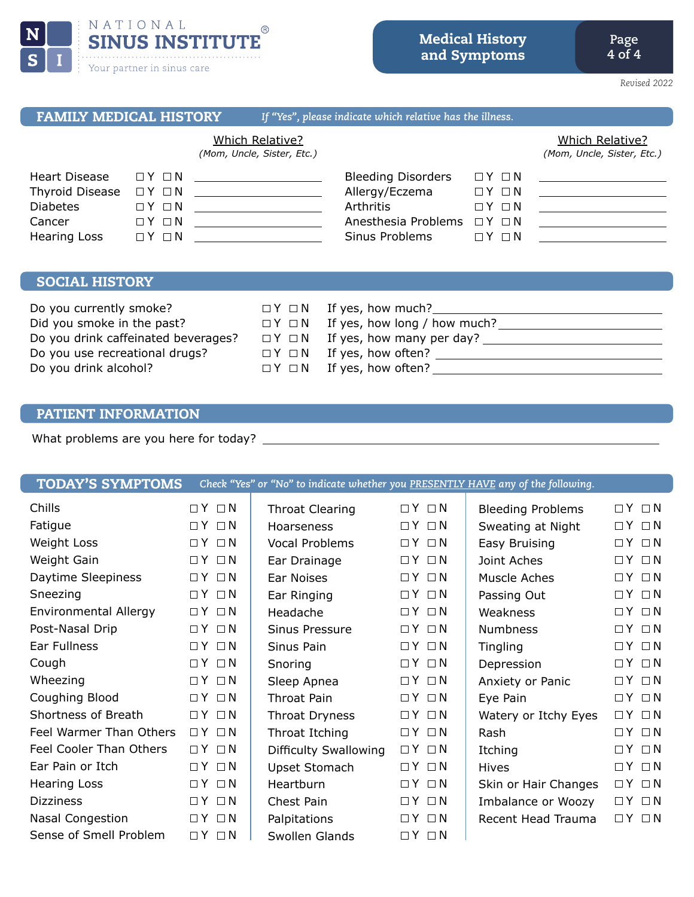# NATIONAL SINUS INSTITUTE®

Your partner in sinus care

**Medical History and Symptoms**

*Revised 2022*

## FAMILY MEDICAL HISTORY

*If "Yes", please indicate which relative has the illness.*

| | | Which Relative? (Mom, Uncle, Sister, Etc.) | | | Which Relative? (Mom, Uncle, Sister, Etc.) |
|---|---|---|---|---|---|
| Heart Disease | ☐ Y ☐ N | ______ | Bleeding Disorders | ☐ Y ☐ N | ______ |
| Thyroid Disease | ☐ Y ☐ N | ______ | Allergy/Eczema | ☐ Y ☐ N | ______ |
| Diabetes | ☐ Y ☐ N | ______ | Arthritis | ☐ Y ☐ N | ______ |
| Cancer | ☐ Y ☐ N | ______ | Anesthesia Problems | ☐ Y ☐ N | ______ |
| Hearing Loss | ☐ Y ☐ N | ______ | Sinus Problems | ☐ Y ☐ N | ______ |

## SOCIAL HISTORY

| | | |
|---|---|---|
| Do you currently smoke? | ☐ Y ☐ N | If yes, how much? ______ |
| Did you smoke in the past? | ☐ Y ☐ N | If yes, how long / how much? ______ |
| Do you drink caffeinated beverages? | ☐ Y ☐ N | If yes, how many per day? ______ |
| Do you use recreational drugs? | ☐ Y ☐ N | If yes, how often? ______ |
| Do you drink alcohol? | ☐ Y ☐ N | If yes, how often? ______ |

## PATIENT INFORMATION

What problems are you here for today? ______

## TODAY'S SYMPTOMS

*Check "Yes" or "No" to indicate whether you PRESENTLY HAVE any of the following.*

| | | | | | |
|---|---|---|---|---|---|
| Chills | ☐ Y ☐ N | Throat Clearing | ☐ Y ☐ N | Bleeding Problems | ☐ Y ☐ N |
| Fatigue | ☐ Y ☐ N | Hoarseness | ☐ Y ☐ N | Sweating at Night | ☐ Y ☐ N |
| Weight Loss | ☐ Y ☐ N | Vocal Problems | ☐ Y ☐ N | Easy Bruising | ☐ Y ☐ N |
| Weight Gain | ☐ Y ☐ N | Ear Drainage | ☐ Y ☐ N | Joint Aches | ☐ Y ☐ N |
| Daytime Sleepiness | ☐ Y ☐ N | Ear Noises | ☐ Y ☐ N | Muscle Aches | ☐ Y ☐ N |
| Sneezing | ☐ Y ☐ N | Ear Ringing | ☐ Y ☐ N | Passing Out | ☐ Y ☐ N |
| Environmental Allergy | ☐ Y ☐ N | Headache | ☐ Y ☐ N | Weakness | ☐ Y ☐ N |
| Post-Nasal Drip | ☐ Y ☐ N | Sinus Pressure | ☐ Y ☐ N | Numbness | ☐ Y ☐ N |
| Ear Fullness | ☐ Y ☐ N | Sinus Pain | ☐ Y ☐ N | Tingling | ☐ Y ☐ N |
| Cough | ☐ Y ☐ N | Snoring | ☐ Y ☐ N | Depression | ☐ Y ☐ N |
| Wheezing | ☐ Y ☐ N | Sleep Apnea | ☐ Y ☐ N | Anxiety or Panic | ☐ Y ☐ N |
| Coughing Blood | ☐ Y ☐ N | Throat Pain | ☐ Y ☐ N | Eye Pain | ☐ Y ☐ N |
| Shortness of Breath | ☐ Y ☐ N | Throat Dryness | ☐ Y ☐ N | Watery or Itchy Eyes | ☐ Y ☐ N |
| Feel Warmer Than Others | ☐ Y ☐ N | Throat Itching | ☐ Y ☐ N | Rash | ☐ Y ☐ N |
| Feel Cooler Than Others | ☐ Y ☐ N | Difficulty Swallowing | ☐ Y ☐ N | Itching | ☐ Y ☐ N |
| Ear Pain or Itch | ☐ Y ☐ N | Upset Stomach | ☐ Y ☐ N | Hives | ☐ Y ☐ N |
| Hearing Loss | ☐ Y ☐ N | Heartburn | ☐ Y ☐ N | Skin or Hair Changes | ☐ Y ☐ N |
| Dizziness | ☐ Y ☐ N | Chest Pain | ☐ Y ☐ N | Imbalance or Woozy | ☐ Y ☐ N |
| Nasal Congestion | ☐ Y ☐ N | Palpitations | ☐ Y ☐ N | Recent Head Trauma | ☐ Y ☐ N |
| Sense of Smell Problem | ☐ Y ☐ N | Swollen Glands | ☐ Y ☐ N | | |